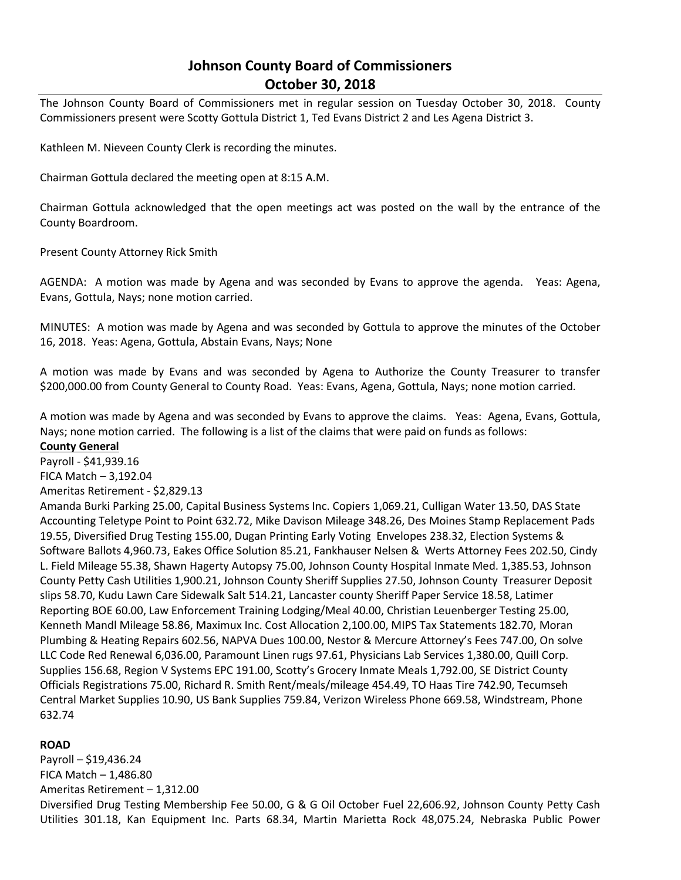# Johnson County Board of Commissioners
# October 30, 2018

The Johnson County Board of Commissioners met in regular session on Tuesday October 30, 2018. County Commissioners present were Scotty Gottula District 1, Ted Evans District 2 and Les Agena District 3.

Kathleen M. Nieveen County Clerk is recording the minutes.

Chairman Gottula declared the meeting open at 8:15 A.M.

Chairman Gottula acknowledged that the open meetings act was posted on the wall by the entrance of the County Boardroom.

Present County Attorney Rick Smith

AGENDA: A motion was made by Agena and was seconded by Evans to approve the agenda. Yeas: Agena, Evans, Gottula, Nays; none motion carried.

MINUTES: A motion was made by Agena and was seconded by Gottula to approve the minutes of the October 16, 2018. Yeas: Agena, Gottula, Abstain Evans, Nays; None

A motion was made by Evans and was seconded by Agena to Authorize the County Treasurer to transfer $200,000.00 from County General to County Road. Yeas: Evans, Agena, Gottula, Nays; none motion carried.

A motion was made by Agena and was seconded by Evans to approve the claims. Yeas: Agena, Evans, Gottula, Nays; none motion carried. The following is a list of the claims that were paid on funds as follows:

**County General**

Payroll - $41,939.16
FICA Match – 3,192.04
Ameritas Retirement - $2,829.13
Amanda Burki Parking 25.00, Capital Business Systems Inc. Copiers 1,069.21, Culligan Water 13.50, DAS State Accounting Teletype Point to Point 632.72, Mike Davison Mileage 348.26, Des Moines Stamp Replacement Pads 19.55, Diversified Drug Testing 155.00, Dugan Printing Early Voting Envelopes 238.32, Election Systems & Software Ballots 4,960.73, Eakes Office Solution 85.21, Fankhauser Nelsen & Werts Attorney Fees 202.50, Cindy L. Field Mileage 55.38, Shawn Hagerty Autopsy 75.00, Johnson County Hospital Inmate Med. 1,385.53, Johnson County Petty Cash Utilities 1,900.21, Johnson County Sheriff Supplies 27.50, Johnson County Treasurer Deposit slips 58.70, Kudu Lawn Care Sidewalk Salt 514.21, Lancaster county Sheriff Paper Service 18.58, Latimer Reporting BOE 60.00, Law Enforcement Training Lodging/Meal 40.00, Christian Leuenberger Testing 25.00, Kenneth Mandl Mileage 58.86, Maximux Inc. Cost Allocation 2,100.00, MIPS Tax Statements 182.70, Moran Plumbing & Heating Repairs 602.56, NAPVA Dues 100.00, Nestor & Mercure Attorney's Fees 747.00, On solve LLC Code Red Renewal 6,036.00, Paramount Linen rugs 97.61, Physicians Lab Services 1,380.00, Quill Corp. Supplies 156.68, Region V Systems EPC 191.00, Scotty's Grocery Inmate Meals 1,792.00, SE District County Officials Registrations 75.00, Richard R. Smith Rent/meals/mileage 454.49, TO Haas Tire 742.90, Tecumseh Central Market Supplies 10.90, US Bank Supplies 759.84, Verizon Wireless Phone 669.58, Windstream, Phone 632.74

**ROAD**

Payroll – $19,436.24
FICA Match – 1,486.80
Ameritas Retirement – 1,312.00
Diversified Drug Testing Membership Fee 50.00, G & G Oil October Fuel 22,606.92, Johnson County Petty Cash Utilities 301.18, Kan Equipment Inc. Parts 68.34, Martin Marietta Rock 48,075.24, Nebraska Public Power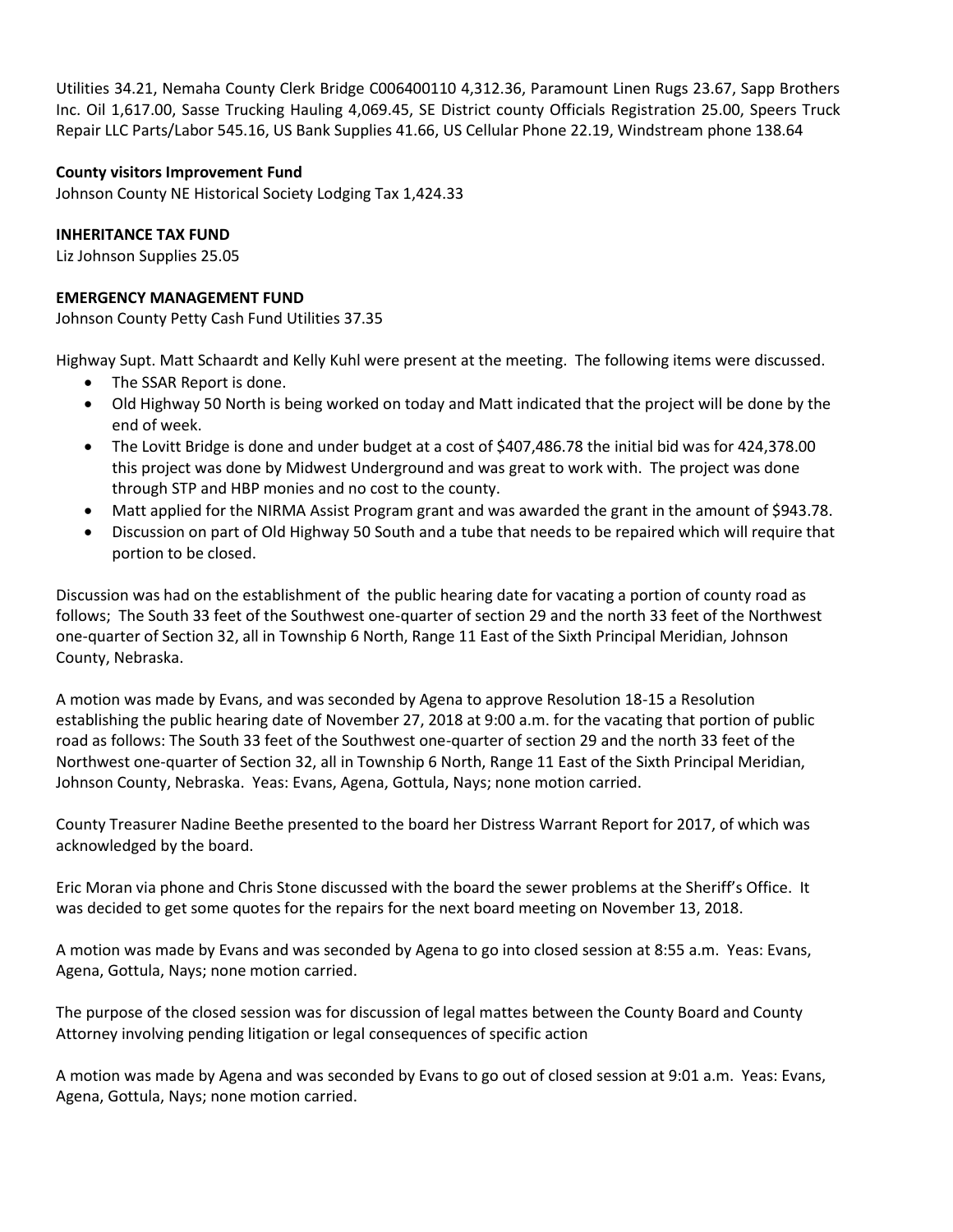Utilities 34.21, Nemaha County Clerk Bridge C006400110 4,312.36, Paramount Linen Rugs 23.67, Sapp Brothers Inc. Oil 1,617.00, Sasse Trucking Hauling 4,069.45, SE District county Officials Registration 25.00, Speers Truck Repair LLC Parts/Labor 545.16, US Bank Supplies 41.66, US Cellular Phone 22.19, Windstream phone 138.64

**County visitors Improvement Fund**
Johnson County NE Historical Society Lodging Tax 1,424.33

**INHERITANCE TAX FUND**
Liz Johnson Supplies 25.05

**EMERGENCY MANAGEMENT FUND**
Johnson County Petty Cash Fund Utilities 37.35

Highway Supt. Matt Schaardt and Kelly Kuhl were present at the meeting. The following items were discussed.

- The SSAR Report is done.
- Old Highway 50 North is being worked on today and Matt indicated that the project will be done by the end of week.
- The Lovitt Bridge is done and under budget at a cost of $407,486.78 the initial bid was for 424,378.00 this project was done by Midwest Underground and was great to work with. The project was done through STP and HBP monies and no cost to the county.
- Matt applied for the NIRMA Assist Program grant and was awarded the grant in the amount of $943.78.
- Discussion on part of Old Highway 50 South and a tube that needs to be repaired which will require that portion to be closed.

Discussion was had on the establishment of the public hearing date for vacating a portion of county road as follows; The South 33 feet of the Southwest one-quarter of section 29 and the north 33 feet of the Northwest one-quarter of Section 32, all in Township 6 North, Range 11 East of the Sixth Principal Meridian, Johnson County, Nebraska.

A motion was made by Evans, and was seconded by Agena to approve Resolution 18-15 a Resolution establishing the public hearing date of November 27, 2018 at 9:00 a.m. for the vacating that portion of public road as follows: The South 33 feet of the Southwest one-quarter of section 29 and the north 33 feet of the Northwest one-quarter of Section 32, all in Township 6 North, Range 11 East of the Sixth Principal Meridian, Johnson County, Nebraska. Yeas: Evans, Agena, Gottula, Nays; none motion carried.

County Treasurer Nadine Beethe presented to the board her Distress Warrant Report for 2017, of which was acknowledged by the board.

Eric Moran via phone and Chris Stone discussed with the board the sewer problems at the Sheriff's Office. It was decided to get some quotes for the repairs for the next board meeting on November 13, 2018.

A motion was made by Evans and was seconded by Agena to go into closed session at 8:55 a.m. Yeas: Evans, Agena, Gottula, Nays; none motion carried.

The purpose of the closed session was for discussion of legal mattes between the County Board and County Attorney involving pending litigation or legal consequences of specific action

A motion was made by Agena and was seconded by Evans to go out of closed session at 9:01 a.m. Yeas: Evans, Agena, Gottula, Nays; none motion carried.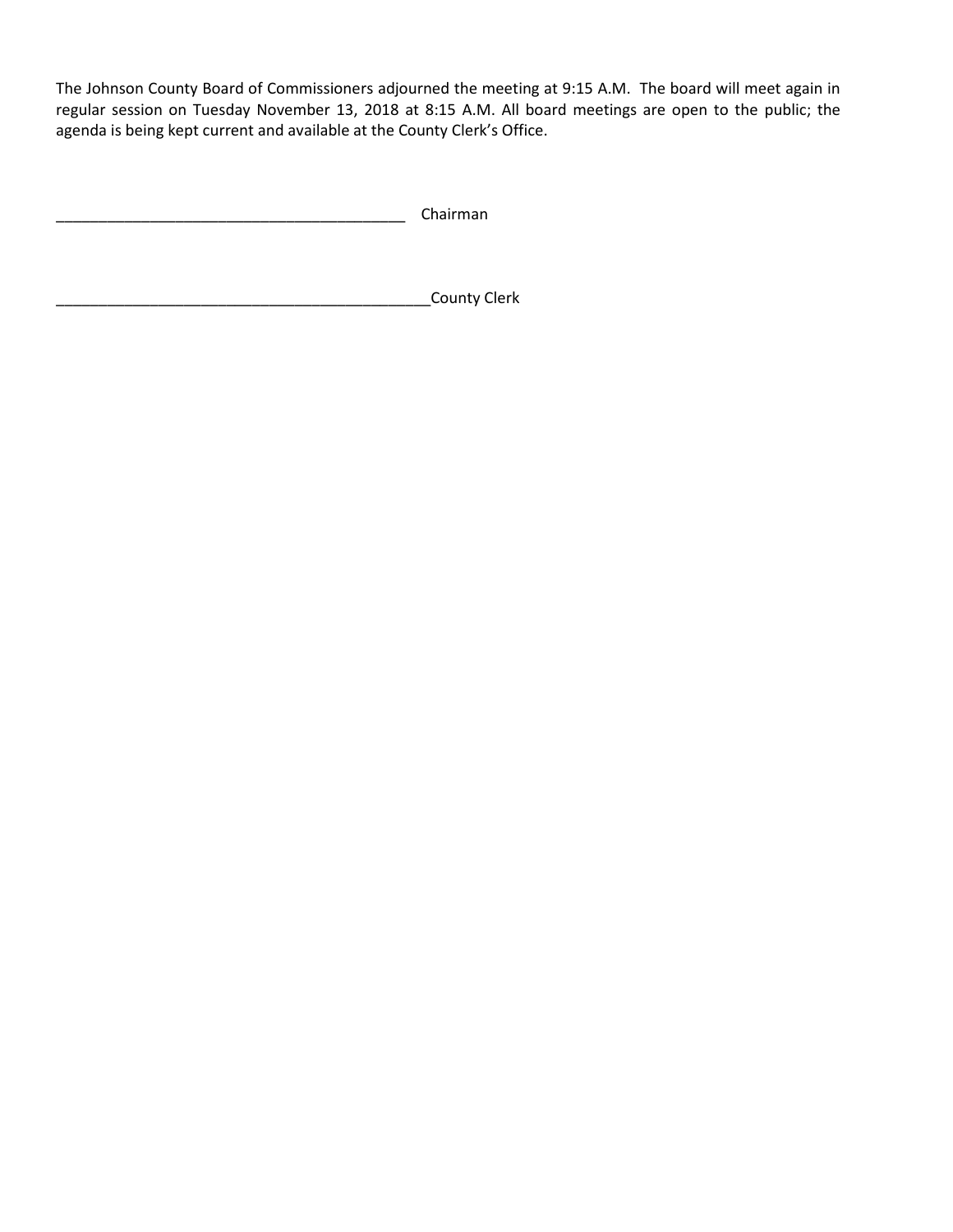The Johnson County Board of Commissioners adjourned the meeting at 9:15 A.M. The board will meet again in regular session on Tuesday November 13, 2018 at 8:15 A.M. All board meetings are open to the public; the agenda is being kept current and available at the County Clerk's Office.

__________________________________________ Chairman

_____________________________________________County Clerk